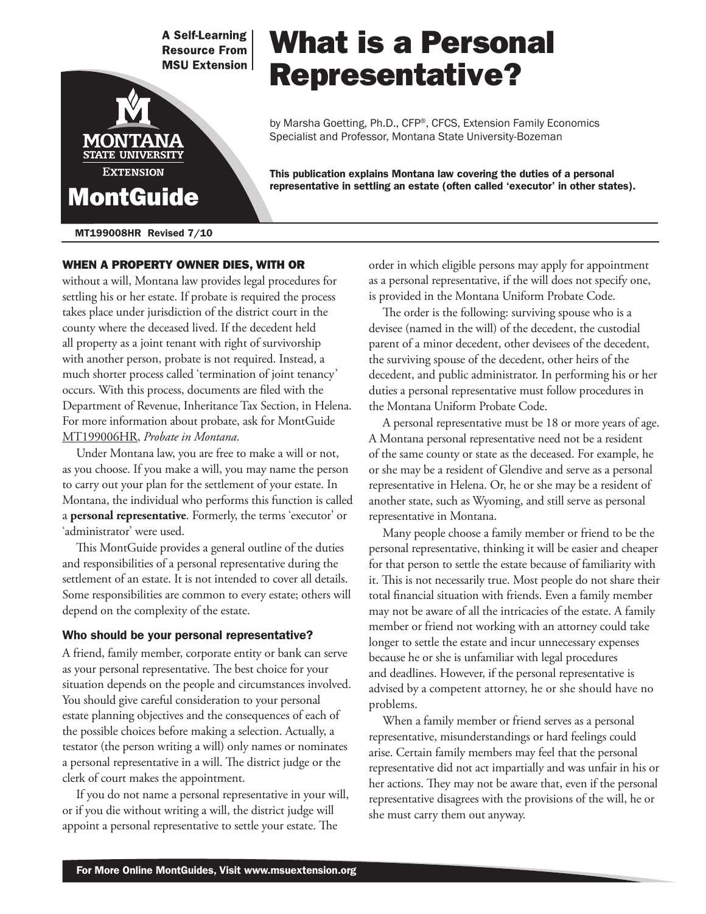A Self-Learning Resource From MSU Extension

MontGuide

# What is a Personal Representative?

by Marsha Goetting, Ph.D., CFP®, CFCS, Extension Family Economics Specialist and Professor, Montana State University-Bozeman

**This publication explains Montana law covering the duties of a personal representative in settling an estate (often called 'executor' in other states).**

MT199008HR Revised 7/10

**WHEN A PROPERTY OWNER DIES, WITH OR** without a will, Montana law provides legal procedures for settling his or her estate. If probate is required the process takes place under jurisdiction of the district court in the county where the deceased lived. If the decedent held all property as a joint tenant with right of survivorship with another person, probate is not required. Instead, a much shorter process called 'termination of joint tenancy' occurs. With this process, documents are filed with the Department of Revenue, Inheritance Tax Section, in Helena. For more information about probate, ask for MontGuide MT199006HR, *Probate in Montana*.

Under Montana law, you are free to make a will or not, as you choose. If you make a will, you may name the person to carry out your plan for the settlement of your estate. In Montana, the individual who performs this function is called a **personal representative**. Formerly, the terms 'executor' or 'administrator' were used.

This MontGuide provides a general outline of the duties and responsibilities of a personal representative during the settlement of an estate. It is not intended to cover all details. Some responsibilities are common to every estate; others will depend on the complexity of the estate.

### Who should be your personal representative?

A friend, family member, corporate entity or bank can serve as your personal representative. The best choice for your situation depends on the people and circumstances involved. You should give careful consideration to your personal estate planning objectives and the consequences of each of the possible choices before making a selection. Actually, a testator (the person writing a will) only names or nominates a personal representative in a will. The district judge or the clerk of court makes the appointment.

If you do not name a personal representative in your will, or if you die without writing a will, the district judge will appoint a personal representative to settle your estate. The order in which eligible persons may apply for appointment as a personal representative, if the will does not specify one, is provided in the Montana Uniform Probate Code.

The order is the following: surviving spouse who is a devisee (named in the will) of the decedent, the custodial parent of a minor decedent, other devisees of the decedent, the surviving spouse of the decedent, other heirs of the decedent, and public administrator. In performing his or her duties a personal representative must follow procedures in the Montana Uniform Probate Code.

A personal representative must be 18 or more years of age. A Montana personal representative need not be a resident of the same county or state as the deceased. For example, he or she may be a resident of Glendive and serve as a personal representative in Helena. Or, he or she may be a resident of another state, such as Wyoming, and still serve as personal representative in Montana.

Many people choose a family member or friend to be the personal representative, thinking it will be easier and cheaper for that person to settle the estate because of familiarity with it. This is not necessarily true. Most people do not share their total financial situation with friends. Even a family member may not be aware of all the intricacies of the estate. A family member or friend not working with an attorney could take longer to settle the estate and incur unnecessary expenses because he or she is unfamiliar with legal procedures and deadlines. However, if the personal representative is advised by a competent attorney, he or she should have no problems.

When a family member or friend serves as a personal representative, misunderstandings or hard feelings could arise. Certain family members may feel that the personal representative did not act impartially and was unfair in his or her actions. They may not be aware that, even if the personal representative disagrees with the provisions of the will, he or she must carry them out anyway.

For More Online MontGuides, Visit www.msuextension.org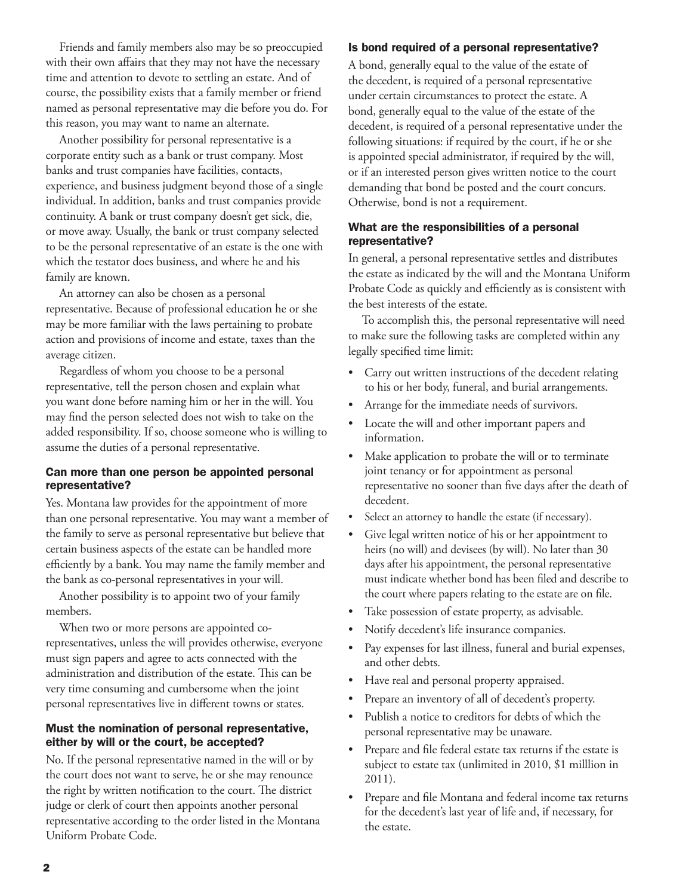Friends and family members also may be so preoccupied with their own affairs that they may not have the necessary time and attention to devote to settling an estate. And of course, the possibility exists that a family member or friend named as personal representative may die before you do. For this reason, you may want to name an alternate.

Another possibility for personal representative is a corporate entity such as a bank or trust company. Most banks and trust companies have facilities, contacts, experience, and business judgment beyond those of a single individual. In addition, banks and trust companies provide continuity. A bank or trust company doesn't get sick, die, or move away. Usually, the bank or trust company selected to be the personal representative of an estate is the one with which the testator does business, and where he and his family are known.

An attorney can also be chosen as a personal representative. Because of professional education he or she may be more familiar with the laws pertaining to probate action and provisions of income and estate, taxes than the average citizen.

Regardless of whom you choose to be a personal representative, tell the person chosen and explain what you want done before naming him or her in the will. You may find the person selected does not wish to take on the added responsibility. If so, choose someone who is willing to assume the duties of a personal representative.

### Can more than one person be appointed personal representative?

Yes. Montana law provides for the appointment of more than one personal representative. You may want a member of the family to serve as personal representative but believe that certain business aspects of the estate can be handled more efficiently by a bank. You may name the family member and the bank as co-personal representatives in your will.

Another possibility is to appoint two of your family members.

When two or more persons are appointed co-representatives, unless the will provides otherwise, everyone must sign papers and agree to acts connected with the administration and distribution of the estate. This can be very time consuming and cumbersome when the joint personal representatives live in different towns or states.

### Must the nomination of personal representative, either by will or the court, be accepted?

No. If the personal representative named in the will or by the court does not want to serve, he or she may renounce the right by written notification to the court. The district judge or clerk of court then appoints another personal representative according to the order listed in the Montana Uniform Probate Code.

### Is bond required of a personal representative?

A bond, generally equal to the value of the estate of the decedent, is required of a personal representative under certain circumstances to protect the estate. A bond, generally equal to the value of the estate of the decedent, is required of a personal representative under the following situations: if required by the court, if he or she is appointed special administrator, if required by the will, or if an interested person gives written notice to the court demanding that bond be posted and the court concurs. Otherwise, bond is not a requirement.

### What are the responsibilities of a personal representative?

In general, a personal representative settles and distributes the estate as indicated by the will and the Montana Uniform Probate Code as quickly and efficiently as is consistent with the best interests of the estate.

To accomplish this, the personal representative will need to make sure the following tasks are completed within any legally specified time limit:

- Carry out written instructions of the decedent relating to his or her body, funeral, and burial arrangements.
- Arrange for the immediate needs of survivors.
- Locate the will and other important papers and information.
- Make application to probate the will or to terminate joint tenancy or for appointment as personal representative no sooner than five days after the death of decedent.
- Select an attorney to handle the estate (if necessary).
- Give legal written notice of his or her appointment to heirs (no will) and devisees (by will). No later than 30 days after his appointment, the personal representative must indicate whether bond has been filed and describe to the court where papers relating to the estate are on file.
- Take possession of estate property, as advisable.
- Notify decedent's life insurance companies.
- Pay expenses for last illness, funeral and burial expenses, and other debts.
- Have real and personal property appraised.
- Prepare an inventory of all of decedent's property.
- Publish a notice to creditors for debts of which the personal representative may be unaware.
- Prepare and file federal estate tax returns if the estate is subject to estate tax (unlimited in 2010, $1 milllion in 2011).
- Prepare and file Montana and federal income tax returns for the decedent's last year of life and, if necessary, for the estate.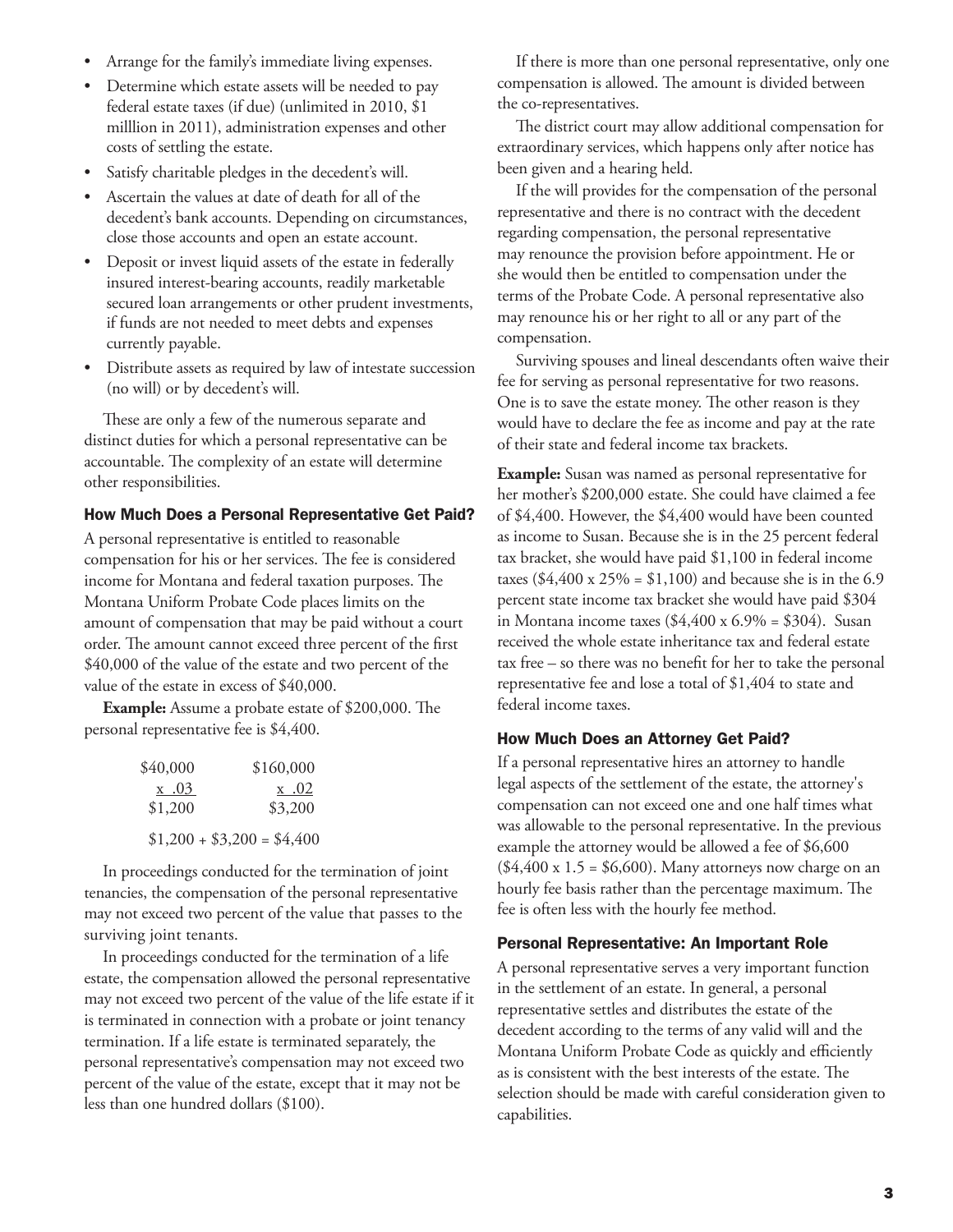- Arrange for the family's immediate living expenses.
- Determine which estate assets will be needed to pay federal estate taxes (if due) (unlimited in 2010, $1 milllion in 2011), administration expenses and other costs of settling the estate.
- Satisfy charitable pledges in the decedent's will.
- Ascertain the values at date of death for all of the decedent's bank accounts. Depending on circumstances, close those accounts and open an estate account.
- Deposit or invest liquid assets of the estate in federally insured interest-bearing accounts, readily marketable secured loan arrangements or other prudent investments, if funds are not needed to meet debts and expenses currently payable.
- Distribute assets as required by law of intestate succession (no will) or by decedent's will.

These are only a few of the numerous separate and distinct duties for which a personal representative can be accountable. The complexity of an estate will determine other responsibilities.

### How Much Does a Personal Representative Get Paid?

A personal representative is entitled to reasonable compensation for his or her services. The fee is considered income for Montana and federal taxation purposes. The Montana Uniform Probate Code places limits on the amount of compensation that may be paid without a court order. The amount cannot exceed three percent of the first $40,000 of the value of the estate and two percent of the value of the estate in excess of $40,000.

**Example:** Assume a probate estate of $200,000. The personal representative fee is $4,400.

| $40,000 | $160,000 |
|---|---|
| x .03 | x .02 |
| $1,200 | $3,200 |

$1,200 + $3,200 = $4,400

In proceedings conducted for the termination of joint tenancies, the compensation of the personal representative may not exceed two percent of the value that passes to the surviving joint tenants.

In proceedings conducted for the termination of a life estate, the compensation allowed the personal representative may not exceed two percent of the value of the life estate if it is terminated in connection with a probate or joint tenancy termination. If a life estate is terminated separately, the personal representative's compensation may not exceed two percent of the value of the estate, except that it may not be less than one hundred dollars ($100).

If there is more than one personal representative, only one compensation is allowed. The amount is divided between the co-representatives.

The district court may allow additional compensation for extraordinary services, which happens only after notice has been given and a hearing held.

If the will provides for the compensation of the personal representative and there is no contract with the decedent regarding compensation, the personal representative may renounce the provision before appointment. He or she would then be entitled to compensation under the terms of the Probate Code. A personal representative also may renounce his or her right to all or any part of the compensation.

Surviving spouses and lineal descendants often waive their fee for serving as personal representative for two reasons. One is to save the estate money. The other reason is they would have to declare the fee as income and pay at the rate of their state and federal income tax brackets.

**Example:** Susan was named as personal representative for her mother's $200,000 estate. She could have claimed a fee of $4,400. However, the $4,400 would have been counted as income to Susan. Because she is in the 25 percent federal tax bracket, she would have paid $1,100 in federal income taxes ($4,400 x 25% = $1,100) and because she is in the 6.9 percent state income tax bracket she would have paid $304 in Montana income taxes ($4,400 x 6.9% = $304). Susan received the whole estate inheritance tax and federal estate tax free – so there was no benefit for her to take the personal representative fee and lose a total of $1,404 to state and federal income taxes.

### How Much Does an Attorney Get Paid?

If a personal representative hires an attorney to handle legal aspects of the settlement of the estate, the attorney's compensation can not exceed one and one half times what was allowable to the personal representative. In the previous example the attorney would be allowed a fee of $6,600 ($4,400 x 1.5 = $6,600). Many attorneys now charge on an hourly fee basis rather than the percentage maximum. The fee is often less with the hourly fee method.

### Personal Representative: An Important Role

A personal representative serves a very important function in the settlement of an estate. In general, a personal representative settles and distributes the estate of the decedent according to the terms of any valid will and the Montana Uniform Probate Code as quickly and efficiently as is consistent with the best interests of the estate. The selection should be made with careful consideration given to capabilities.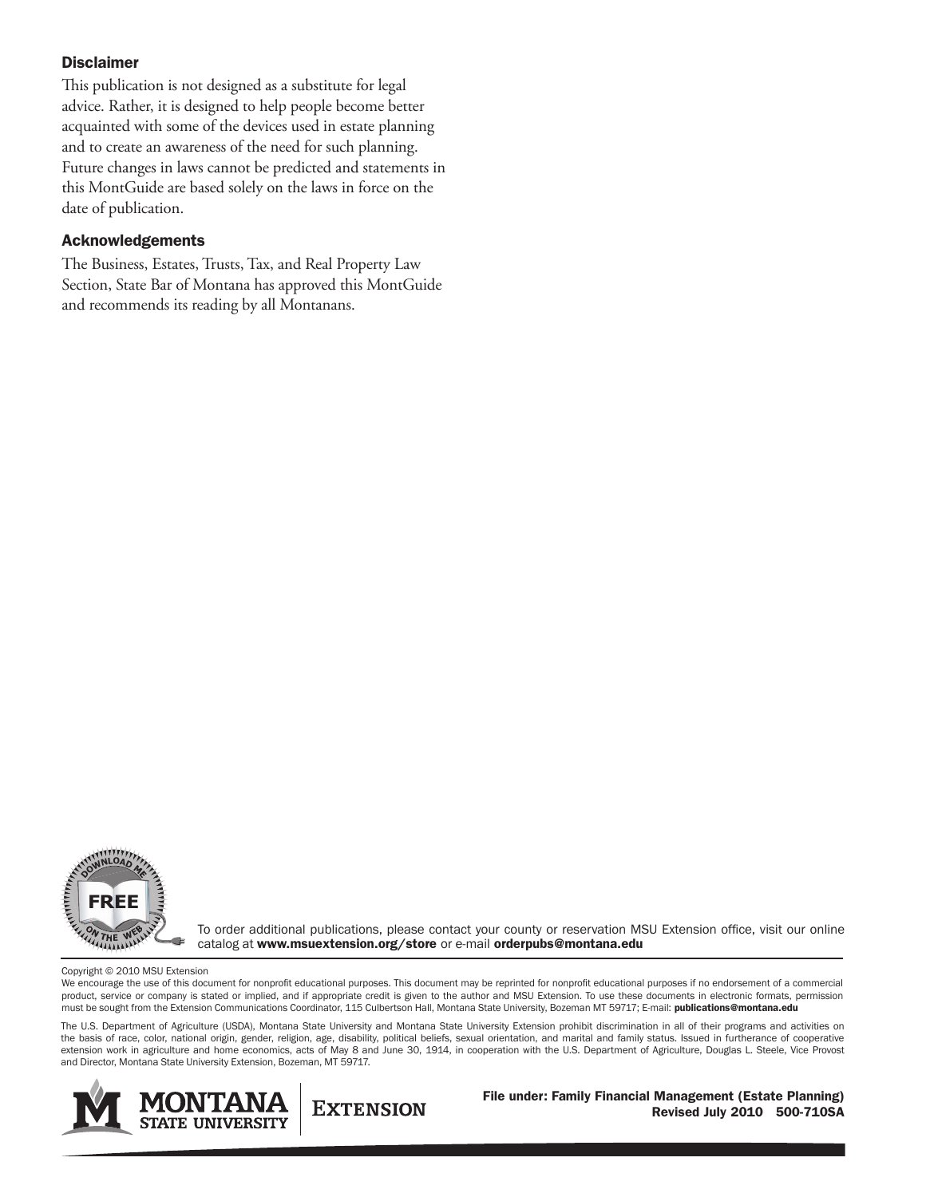### Disclaimer

This publication is not designed as a substitute for legal advice. Rather, it is designed to help people become better acquainted with some of the devices used in estate planning and to create an awareness of the need for such planning. Future changes in laws cannot be predicted and statements in this MontGuide are based solely on the laws in force on the date of publication.

### Acknowledgements

The Business, Estates, Trusts, Tax, and Real Property Law Section, State Bar of Montana has approved this MontGuide and recommends its reading by all Montanans.

To order additional publications, please contact your county or reservation MSU Extension office, visit our online catalog at **www.msuextension.org/store** or e-mail **orderpubs@montana.edu**

Copyright © 2010 MSU Extension

We encourage the use of this document for nonprofit educational purposes. This document may be reprinted for nonprofit educational purposes if no endorsement of a commercial product, service or company is stated or implied, and if appropriate credit is given to the author and MSU Extension. To use these documents in electronic formats, permission must be sought from the Extension Communications Coordinator, 115 Culbertson Hall, Montana State University, Bozeman MT 59717; E-mail: **publications@montana.edu**

The U.S. Department of Agriculture (USDA), Montana State University and Montana State University Extension prohibit discrimination in all of their programs and activities on the basis of race, color, national origin, gender, religion, age, disability, political beliefs, sexual orientation, and marital and family status. Issued in furtherance of cooperative extension work in agriculture and home economics, acts of May 8 and June 30, 1914, in cooperation with the U.S. Department of Agriculture, Douglas L. Steele, Vice Provost and Director, Montana State University Extension, Bozeman, MT 59717.

**File under: Family Financial Management (Estate Planning)**
**Revised July 2010 500-710SA**